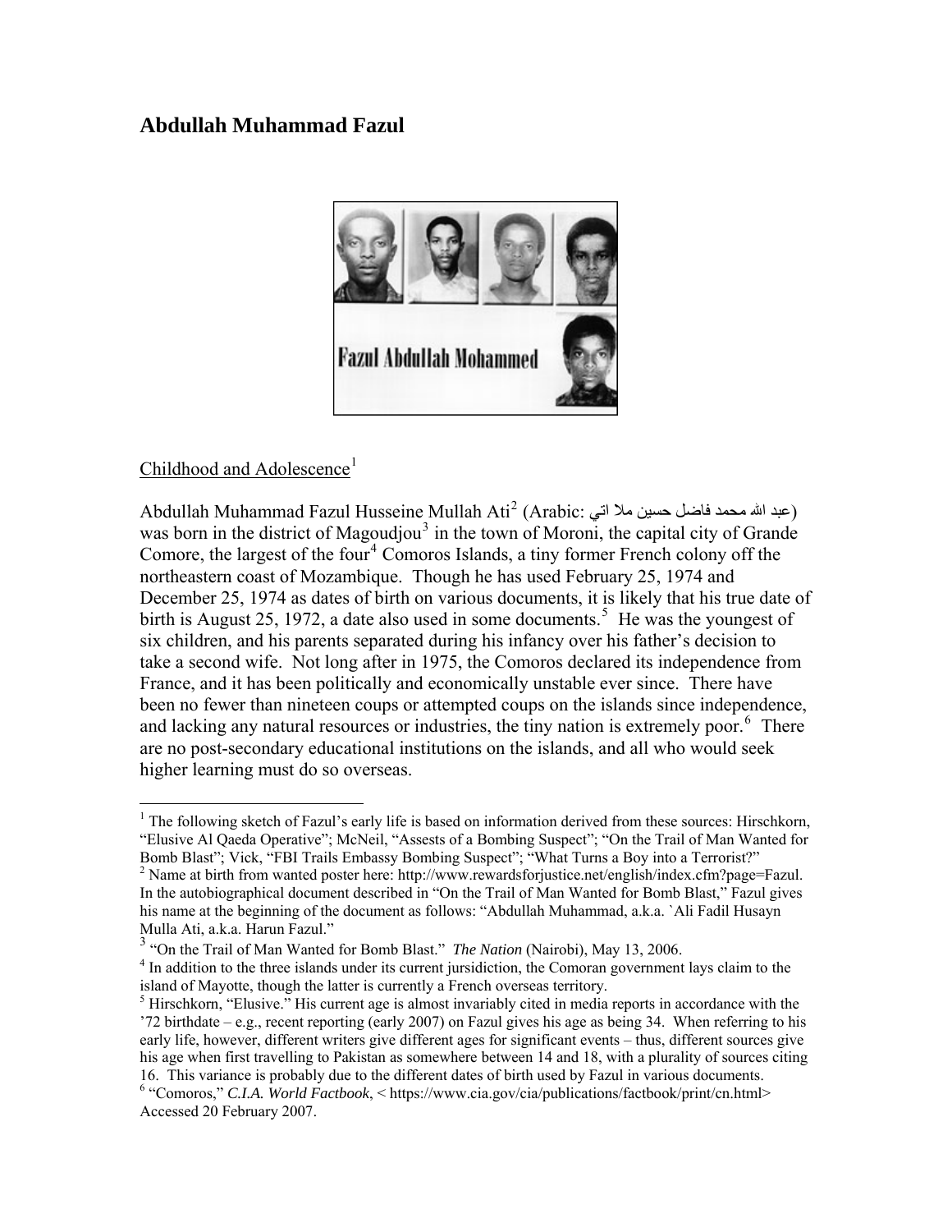# Abdullah Muhammad Fazul

Childhood and Adolescence[1]

Abdullah Muhammad Fazul Husseine Mullah Ati[2] (Arabic: عبد الله محمد فاضل حسين ملا اتي) was born in the district of Magoudjou[3] in the town of Moroni, the capital city of Grande Comore, the largest of the four[4] Comoros Islands, a tiny former French colony off the northeastern coast of Mozambique. Though he has used February 25, 1974 and December 25, 1974 as dates of birth on various documents, it is likely that his true date of birth is August 25, 1972, a date also used in some documents.[5] He was the youngest of six children, and his parents separated during his infancy over his father's decision to take a second wife. Not long after in 1975, the Comoros declared its independence from France, and it has been politically and economically unstable ever since. There have been no fewer than nineteen coups or attempted coups on the islands since independence, and lacking any natural resources or industries, the tiny nation is extremely poor.[6] There are no post-secondary educational institutions on the islands, and all who would seek higher learning must do so overseas.

---

[1] The following sketch of Fazul's early life is based on information derived from these sources: Hirschkorn, "Elusive Al Qaeda Operative"; McNeil, "Assests of a Bombing Suspect"; "On the Trail of Man Wanted for Bomb Blast"; Vick, "FBI Trails Embassy Bombing Suspect"; "What Turns a Boy into a Terrorist?"

[2] Name at birth from wanted poster here: http://www.rewardsforjustice.net/english/index.cfm?page=Fazul. In the autobiographical document described in "On the Trail of Man Wanted for Bomb Blast," Fazul gives his name at the beginning of the document as follows: "Abdullah Muhammad, a.k.a. `Ali Fadil Husayn Mulla Ati, a.k.a. Harun Fazul."

[3] "On the Trail of Man Wanted for Bomb Blast." *The Nation* (Nairobi), May 13, 2006.

[4] In addition to the three islands under its current jursidiction, the Comoran government lays claim to the island of Mayotte, though the latter is currently a French overseas territory.

[5] Hirschkorn, "Elusive." His current age is almost invariably cited in media reports in accordance with the '72 birthdate – e.g., recent reporting (early 2007) on Fazul gives his age as being 34. When referring to his early life, however, different writers give different ages for significant events – thus, different sources give his age when first travelling to Pakistan as somewhere between 14 and 18, with a plurality of sources citing 16. This variance is probably due to the different dates of birth used by Fazul in various documents.

[6] "Comoros," *C.I.A. World Factbook*, < https://www.cia.gov/cia/publications/factbook/print/cn.html> Accessed 20 February 2007.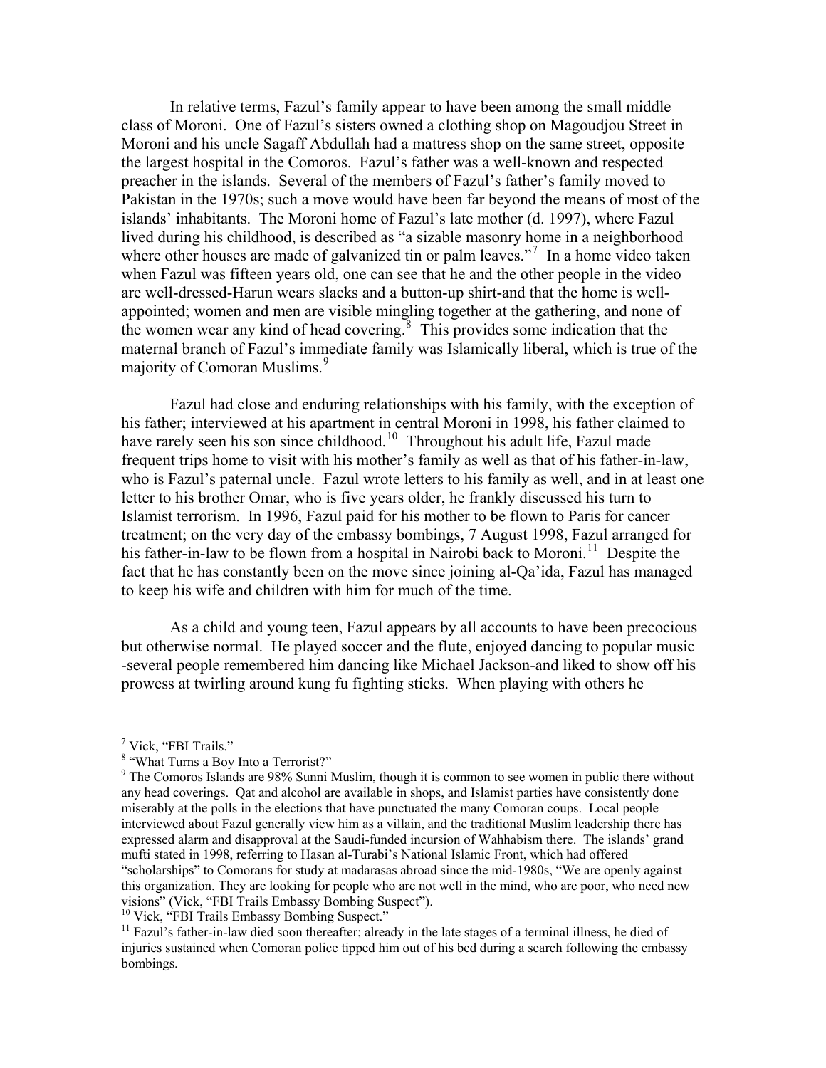In relative terms, Fazul's family appear to have been among the small middle class of Moroni. One of Fazul's sisters owned a clothing shop on Magoudjou Street in Moroni and his uncle Sagaff Abdullah had a mattress shop on the same street, opposite the largest hospital in the Comoros. Fazul's father was a well-known and respected preacher in the islands. Several of the members of Fazul's father's family moved to Pakistan in the 1970s; such a move would have been far beyond the means of most of the islands' inhabitants. The Moroni home of Fazul's late mother (d. 1997), where Fazul lived during his childhood, is described as "a sizable masonry home in a neighborhood where other houses are made of galvanized tin or palm leaves."[7] In a home video taken when Fazul was fifteen years old, one can see that he and the other people in the video are well-dressed-Harun wears slacks and a button-up shirt-and that the home is well-appointed; women and men are visible mingling together at the gathering, and none of the women wear any kind of head covering.[8] This provides some indication that the maternal branch of Fazul's immediate family was Islamically liberal, which is true of the majority of Comoran Muslims.[9]

Fazul had close and enduring relationships with his family, with the exception of his father; interviewed at his apartment in central Moroni in 1998, his father claimed to have rarely seen his son since childhood.[10] Throughout his adult life, Fazul made frequent trips home to visit with his mother's family as well as that of his father-in-law, who is Fazul's paternal uncle. Fazul wrote letters to his family as well, and in at least one letter to his brother Omar, who is five years older, he frankly discussed his turn to Islamist terrorism. In 1996, Fazul paid for his mother to be flown to Paris for cancer treatment; on the very day of the embassy bombings, 7 August 1998, Fazul arranged for his father-in-law to be flown from a hospital in Nairobi back to Moroni.[11] Despite the fact that he has constantly been on the move since joining al-Qa'ida, Fazul has managed to keep his wife and children with him for much of the time.

As a child and young teen, Fazul appears by all accounts to have been precocious but otherwise normal. He played soccer and the flute, enjoyed dancing to popular music -several people remembered him dancing like Michael Jackson-and liked to show off his prowess at twirling around kung fu fighting sticks. When playing with others he

---

[7] Vick, "FBI Trails."

[8] "What Turns a Boy Into a Terrorist?"

[9] The Comoros Islands are 98% Sunni Muslim, though it is common to see women in public there without any head coverings. Qat and alcohol are available in shops, and Islamist parties have consistently done miserably at the polls in the elections that have punctuated the many Comoran coups. Local people interviewed about Fazul generally view him as a villain, and the traditional Muslim leadership there has expressed alarm and disapproval at the Saudi-funded incursion of Wahhabism there. The islands' grand mufti stated in 1998, referring to Hasan al-Turabi's National Islamic Front, which had offered "scholarships" to Comorans for study at madarasas abroad since the mid-1980s, "We are openly against this organization. They are looking for people who are not well in the mind, who are poor, who need new visions" (Vick, "FBI Trails Embassy Bombing Suspect").

[10] Vick, "FBI Trails Embassy Bombing Suspect."

[11] Fazul's father-in-law died soon thereafter; already in the late stages of a terminal illness, he died of injuries sustained when Comoran police tipped him out of his bed during a search following the embassy bombings.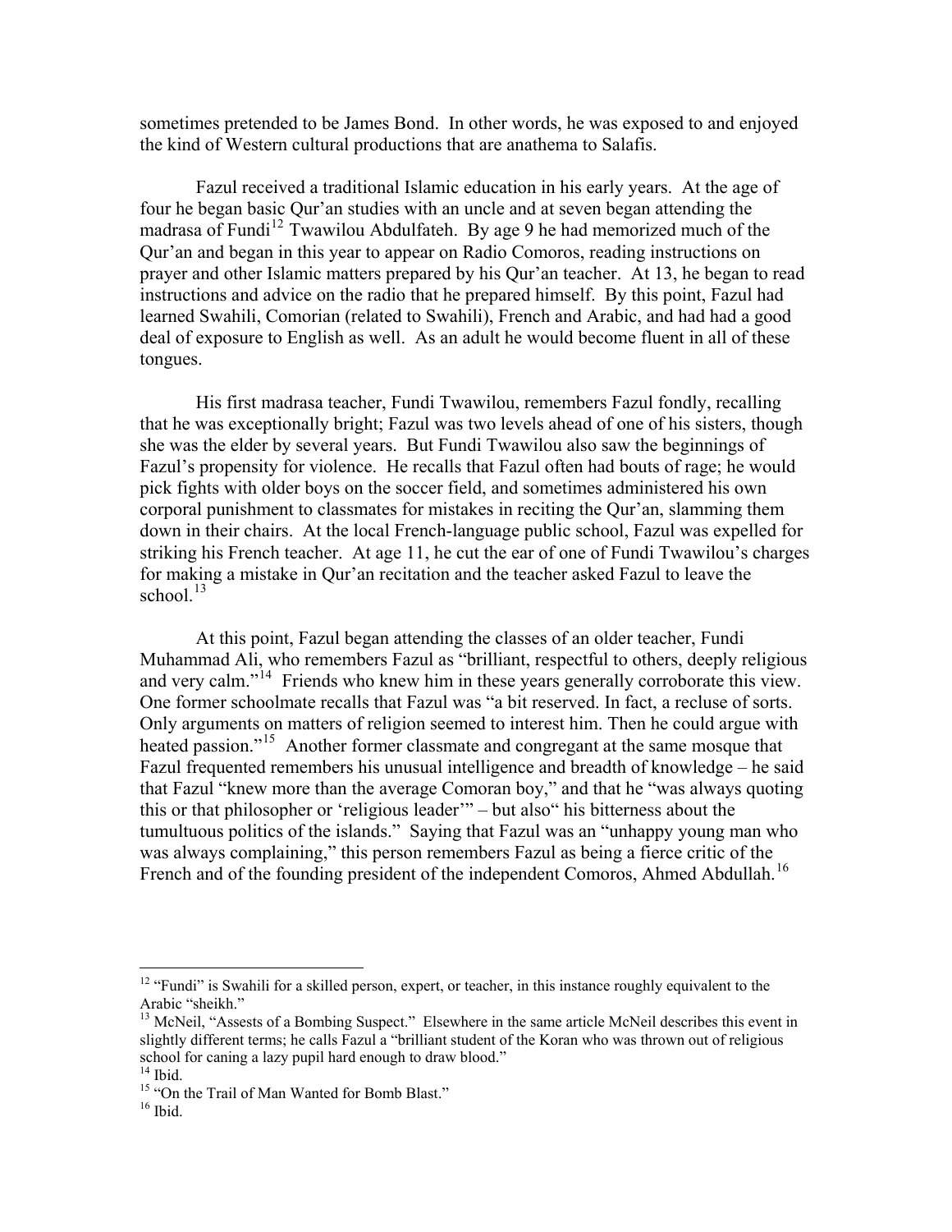sometimes pretended to be James Bond. In other words, he was exposed to and enjoyed the kind of Western cultural productions that are anathema to Salafis.

Fazul received a traditional Islamic education in his early years. At the age of four he began basic Qur'an studies with an uncle and at seven began attending the madrasa of Fundi[12] Twawilou Abdulfateh. By age 9 he had memorized much of the Qur'an and began in this year to appear on Radio Comoros, reading instructions on prayer and other Islamic matters prepared by his Qur'an teacher. At 13, he began to read instructions and advice on the radio that he prepared himself. By this point, Fazul had learned Swahili, Comorian (related to Swahili), French and Arabic, and had had a good deal of exposure to English as well. As an adult he would become fluent in all of these tongues.

His first madrasa teacher, Fundi Twawilou, remembers Fazul fondly, recalling that he was exceptionally bright; Fazul was two levels ahead of one of his sisters, though she was the elder by several years. But Fundi Twawilou also saw the beginnings of Fazul's propensity for violence. He recalls that Fazul often had bouts of rage; he would pick fights with older boys on the soccer field, and sometimes administered his own corporal punishment to classmates for mistakes in reciting the Qur'an, slamming them down in their chairs. At the local French-language public school, Fazul was expelled for striking his French teacher. At age 11, he cut the ear of one of Fundi Twawilou's charges for making a mistake in Qur'an recitation and the teacher asked Fazul to leave the school.[13]

At this point, Fazul began attending the classes of an older teacher, Fundi Muhammad Ali, who remembers Fazul as "brilliant, respectful to others, deeply religious and very calm."[14] Friends who knew him in these years generally corroborate this view. One former schoolmate recalls that Fazul was "a bit reserved. In fact, a recluse of sorts. Only arguments on matters of religion seemed to interest him. Then he could argue with heated passion."[15] Another former classmate and congregant at the same mosque that Fazul frequented remembers his unusual intelligence and breadth of knowledge – he said that Fazul "knew more than the average Comoran boy," and that he "was always quoting this or that philosopher or 'religious leader'" – but also" his bitterness about the tumultuous politics of the islands." Saying that Fazul was an "unhappy young man who was always complaining," this person remembers Fazul as being a fierce critic of the French and of the founding president of the independent Comoros, Ahmed Abdullah.[16]

---

[12] "Fundi" is Swahili for a skilled person, expert, or teacher, in this instance roughly equivalent to the Arabic "sheikh."

[13] McNeil, "Assests of a Bombing Suspect." Elsewhere in the same article McNeil describes this event in slightly different terms; he calls Fazul a "brilliant student of the Koran who was thrown out of religious school for caning a lazy pupil hard enough to draw blood."

[14] Ibid.

[15] "On the Trail of Man Wanted for Bomb Blast."

[16] Ibid.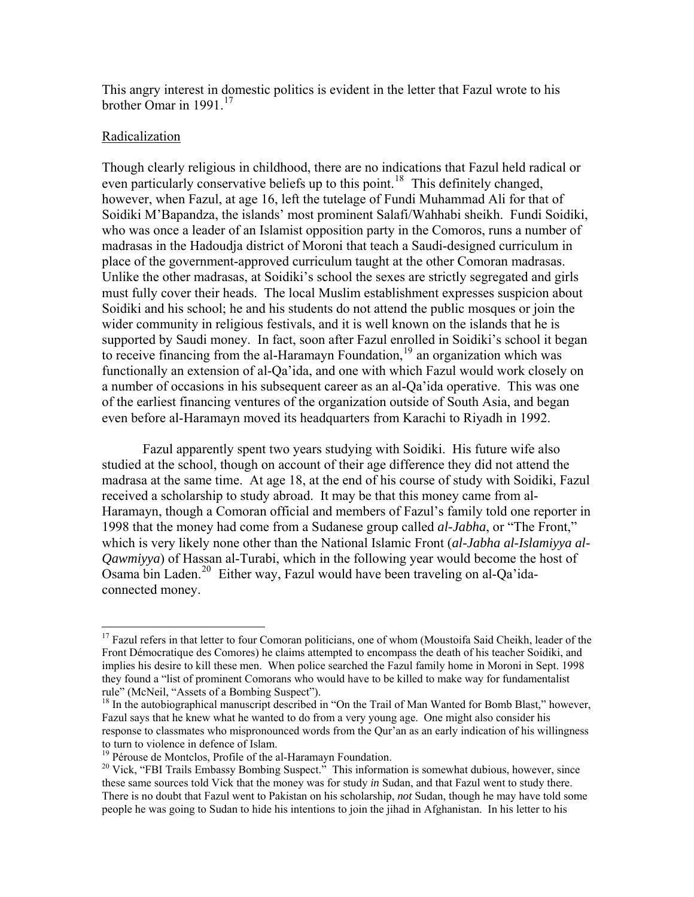This angry interest in domestic politics is evident in the letter that Fazul wrote to his brother Omar in 1991.[17]

Radicalization

Though clearly religious in childhood, there are no indications that Fazul held radical or even particularly conservative beliefs up to this point.[18] This definitely changed, however, when Fazul, at age 16, left the tutelage of Fundi Muhammad Ali for that of Soidiki M'Bapandza, the islands' most prominent Salafi/Wahhabi sheikh. Fundi Soidiki, who was once a leader of an Islamist opposition party in the Comoros, runs a number of madrasas in the Hadoudja district of Moroni that teach a Saudi-designed curriculum in place of the government-approved curriculum taught at the other Comoran madrasas. Unlike the other madrasas, at Soidiki's school the sexes are strictly segregated and girls must fully cover their heads. The local Muslim establishment expresses suspicion about Soidiki and his school; he and his students do not attend the public mosques or join the wider community in religious festivals, and it is well known on the islands that he is supported by Saudi money. In fact, soon after Fazul enrolled in Soidiki's school it began to receive financing from the al-Haramayn Foundation,[19] an organization which was functionally an extension of al-Qa'ida, and one with which Fazul would work closely on a number of occasions in his subsequent career as an al-Qa'ida operative. This was one of the earliest financing ventures of the organization outside of South Asia, and began even before al-Haramayn moved its headquarters from Karachi to Riyadh in 1992.

Fazul apparently spent two years studying with Soidiki. His future wife also studied at the school, though on account of their age difference they did not attend the madrasa at the same time. At age 18, at the end of his course of study with Soidiki, Fazul received a scholarship to study abroad. It may be that this money came from al-Haramayn, though a Comoran official and members of Fazul's family told one reporter in 1998 that the money had come from a Sudanese group called *al-Jabha*, or "The Front," which is very likely none other than the National Islamic Front (*al-Jabha al-Islamiyya al-Qawmiyya*) of Hassan al-Turabi, which in the following year would become the host of Osama bin Laden.[20] Either way, Fazul would have been traveling on al-Qa'ida-connected money.

---

[17] Fazul refers in that letter to four Comoran politicians, one of whom (Moustoifa Said Cheikh, leader of the Front Démocratique des Comores) he claims attempted to encompass the death of his teacher Soidiki, and implies his desire to kill these men. When police searched the Fazul family home in Moroni in Sept. 1998 they found a "list of prominent Comorans who would have to be killed to make way for fundamentalist rule" (McNeil, "Assets of a Bombing Suspect").

[18] In the autobiographical manuscript described in "On the Trail of Man Wanted for Bomb Blast," however, Fazul says that he knew what he wanted to do from a very young age. One might also consider his response to classmates who mispronounced words from the Qur'an as an early indication of his willingness to turn to violence in defence of Islam.

[19] Pérouse de Montclos, Profile of the al-Haramayn Foundation.

[20] Vick, "FBI Trails Embassy Bombing Suspect." This information is somewhat dubious, however, since these same sources told Vick that the money was for study *in* Sudan, and that Fazul went to study there. There is no doubt that Fazul went to Pakistan on his scholarship, *not* Sudan, though he may have told some people he was going to Sudan to hide his intentions to join the jihad in Afghanistan. In his letter to his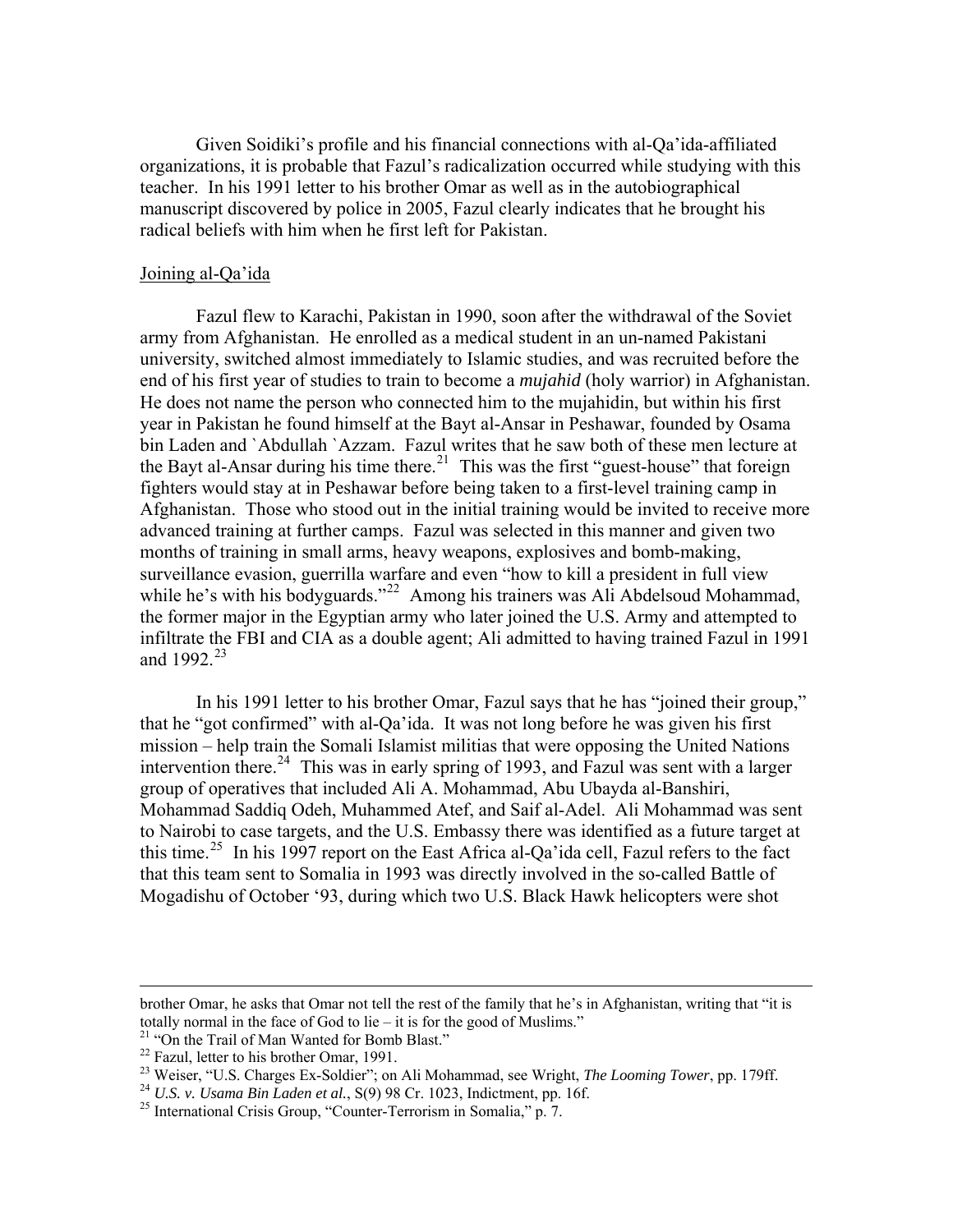Given Soidiki's profile and his financial connections with al-Qa'ida-affiliated organizations, it is probable that Fazul's radicalization occurred while studying with this teacher. In his 1991 letter to his brother Omar as well as in the autobiographical manuscript discovered by police in 2005, Fazul clearly indicates that he brought his radical beliefs with him when he first left for Pakistan.

Joining al-Qa'ida

Fazul flew to Karachi, Pakistan in 1990, soon after the withdrawal of the Soviet army from Afghanistan. He enrolled as a medical student in an un-named Pakistani university, switched almost immediately to Islamic studies, and was recruited before the end of his first year of studies to train to become a *mujahid* (holy warrior) in Afghanistan. He does not name the person who connected him to the mujahidin, but within his first year in Pakistan he found himself at the Bayt al-Ansar in Peshawar, founded by Osama bin Laden and `Abdullah `Azzam. Fazul writes that he saw both of these men lecture at the Bayt al-Ansar during his time there.[21] This was the first "guest-house" that foreign fighters would stay at in Peshawar before being taken to a first-level training camp in Afghanistan. Those who stood out in the initial training would be invited to receive more advanced training at further camps. Fazul was selected in this manner and given two months of training in small arms, heavy weapons, explosives and bomb-making, surveillance evasion, guerrilla warfare and even "how to kill a president in full view while he's with his bodyguards."[22] Among his trainers was Ali Abdelsoud Mohammad, the former major in the Egyptian army who later joined the U.S. Army and attempted to infiltrate the FBI and CIA as a double agent; Ali admitted to having trained Fazul in 1991 and 1992.[23]

In his 1991 letter to his brother Omar, Fazul says that he has "joined their group," that he "got confirmed" with al-Qa'ida. It was not long before he was given his first mission – help train the Somali Islamist militias that were opposing the United Nations intervention there.[24] This was in early spring of 1993, and Fazul was sent with a larger group of operatives that included Ali A. Mohammad, Abu Ubayda al-Banshiri, Mohammad Saddiq Odeh, Muhammed Atef, and Saif al-Adel. Ali Mohammad was sent to Nairobi to case targets, and the U.S. Embassy there was identified as a future target at this time.[25] In his 1997 report on the East Africa al-Qa'ida cell, Fazul refers to the fact that this team sent to Somalia in 1993 was directly involved in the so-called Battle of Mogadishu of October '93, during which two U.S. Black Hawk helicopters were shot

---

brother Omar, he asks that Omar not tell the rest of the family that he's in Afghanistan, writing that "it is totally normal in the face of God to lie – it is for the good of Muslims."

[21] "On the Trail of Man Wanted for Bomb Blast."

[22] Fazul, letter to his brother Omar, 1991.

[23] Weiser, "U.S. Charges Ex-Soldier"; on Ali Mohammad, see Wright, *The Looming Tower*, pp. 179ff.

[24] *U.S. v. Usama Bin Laden et al.*, S(9) 98 Cr. 1023, Indictment, pp. 16f.

[25] International Crisis Group, "Counter-Terrorism in Somalia," p. 7.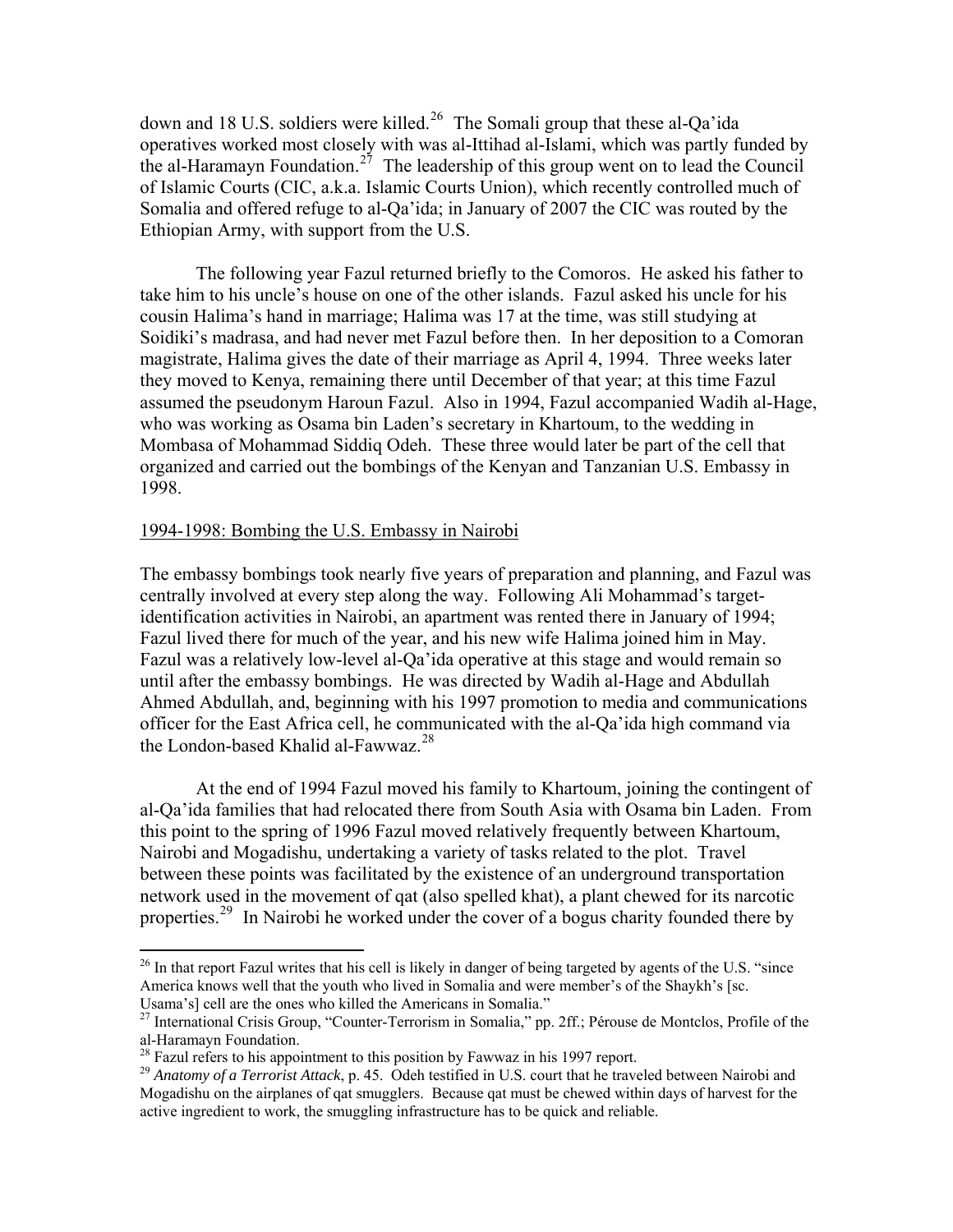down and 18 U.S. soldiers were killed.[26] The Somali group that these al-Qa'ida operatives worked most closely with was al-Ittihad al-Islami, which was partly funded by the al-Haramayn Foundation.[27] The leadership of this group went on to lead the Council of Islamic Courts (CIC, a.k.a. Islamic Courts Union), which recently controlled much of Somalia and offered refuge to al-Qa'ida; in January of 2007 the CIC was routed by the Ethiopian Army, with support from the U.S.

The following year Fazul returned briefly to the Comoros. He asked his father to take him to his uncle's house on one of the other islands. Fazul asked his uncle for his cousin Halima's hand in marriage; Halima was 17 at the time, was still studying at Soidiki's madrasa, and had never met Fazul before then. In her deposition to a Comoran magistrate, Halima gives the date of their marriage as April 4, 1994. Three weeks later they moved to Kenya, remaining there until December of that year; at this time Fazul assumed the pseudonym Haroun Fazul. Also in 1994, Fazul accompanied Wadih al-Hage, who was working as Osama bin Laden's secretary in Khartoum, to the wedding in Mombasa of Mohammad Siddiq Odeh. These three would later be part of the cell that organized and carried out the bombings of the Kenyan and Tanzanian U.S. Embassy in 1998.

## 1994-1998: Bombing the U.S. Embassy in Nairobi

The embassy bombings took nearly five years of preparation and planning, and Fazul was centrally involved at every step along the way. Following Ali Mohammad's target-identification activities in Nairobi, an apartment was rented there in January of 1994; Fazul lived there for much of the year, and his new wife Halima joined him in May. Fazul was a relatively low-level al-Qa'ida operative at this stage and would remain so until after the embassy bombings. He was directed by Wadih al-Hage and Abdullah Ahmed Abdullah, and, beginning with his 1997 promotion to media and communications officer for the East Africa cell, he communicated with the al-Qa'ida high command via the London-based Khalid al-Fawwaz.[28]

At the end of 1994 Fazul moved his family to Khartoum, joining the contingent of al-Qa'ida families that had relocated there from South Asia with Osama bin Laden. From this point to the spring of 1996 Fazul moved relatively frequently between Khartoum, Nairobi and Mogadishu, undertaking a variety of tasks related to the plot. Travel between these points was facilitated by the existence of an underground transportation network used in the movement of qat (also spelled khat), a plant chewed for its narcotic properties.[29] In Nairobi he worked under the cover of a bogus charity founded there by

---

[26] In that report Fazul writes that his cell is likely in danger of being targeted by agents of the U.S. "since America knows well that the youth who lived in Somalia and were member's of the Shaykh's [sc. Usama's] cell are the ones who killed the Americans in Somalia."

[27] International Crisis Group, "Counter-Terrorism in Somalia," pp. 2ff.; Pérouse de Montclos, Profile of the al-Haramayn Foundation.

[28] Fazul refers to his appointment to this position by Fawwaz in his 1997 report.

[29] *Anatomy of a Terrorist Attack*, p. 45. Odeh testified in U.S. court that he traveled between Nairobi and Mogadishu on the airplanes of qat smugglers. Because qat must be chewed within days of harvest for the active ingredient to work, the smuggling infrastructure has to be quick and reliable.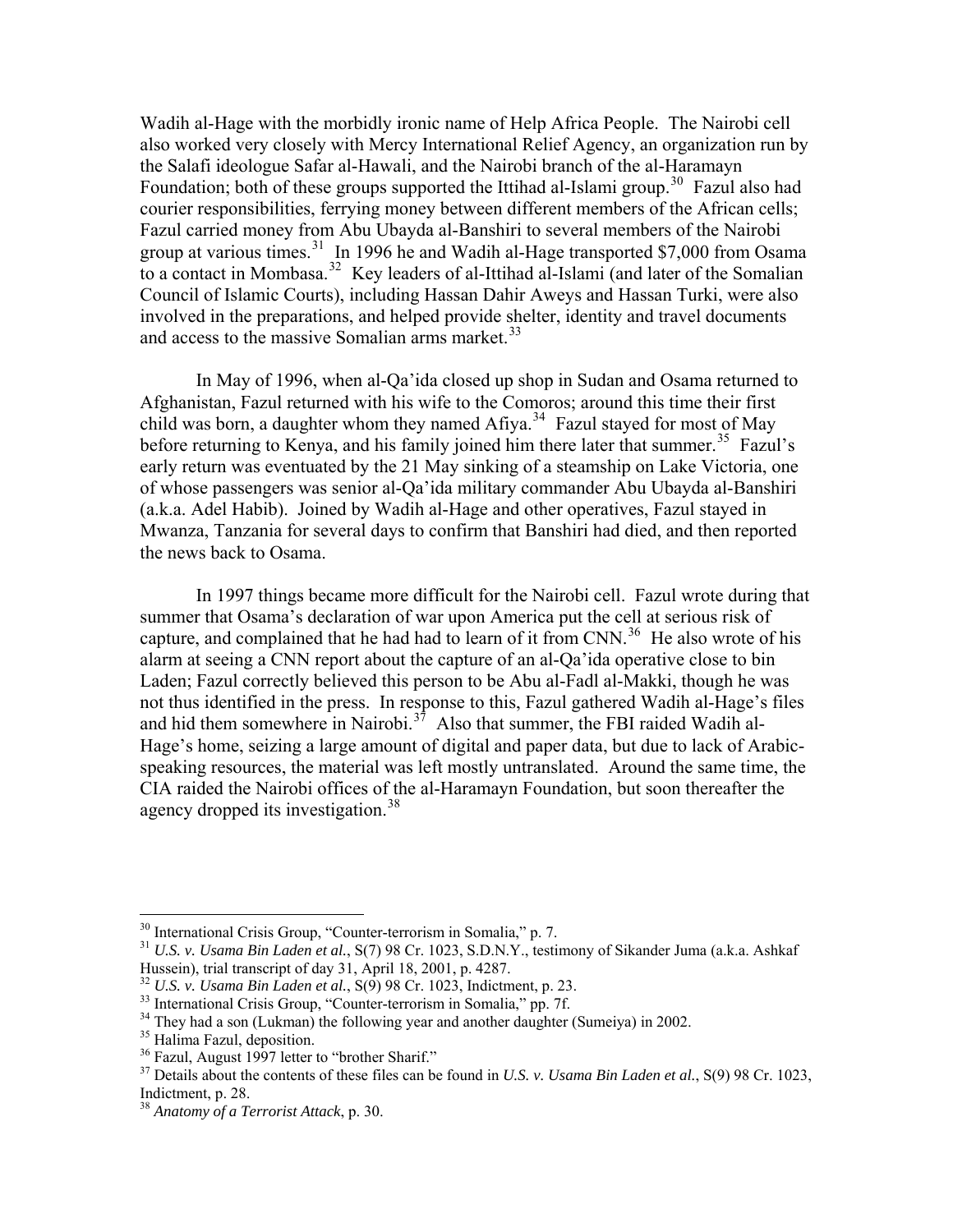Wadih al-Hage with the morbidly ironic name of Help Africa People. The Nairobi cell also worked very closely with Mercy International Relief Agency, an organization run by the Salafi ideologue Safar al-Hawali, and the Nairobi branch of the al-Haramayn Foundation; both of these groups supported the Ittihad al-Islami group.[30] Fazul also had courier responsibilities, ferrying money between different members of the African cells; Fazul carried money from Abu Ubayda al-Banshiri to several members of the Nairobi group at various times.[31] In 1996 he and Wadih al-Hage transported $7,000 from Osama to a contact in Mombasa.[32] Key leaders of al-Ittihad al-Islami (and later of the Somalian Council of Islamic Courts), including Hassan Dahir Aweys and Hassan Turki, were also involved in the preparations, and helped provide shelter, identity and travel documents and access to the massive Somalian arms market.[33]

In May of 1996, when al-Qa'ida closed up shop in Sudan and Osama returned to Afghanistan, Fazul returned with his wife to the Comoros; around this time their first child was born, a daughter whom they named Afiya.[34] Fazul stayed for most of May before returning to Kenya, and his family joined him there later that summer.[35] Fazul's early return was eventuated by the 21 May sinking of a steamship on Lake Victoria, one of whose passengers was senior al-Qa'ida military commander Abu Ubayda al-Banshiri (a.k.a. Adel Habib). Joined by Wadih al-Hage and other operatives, Fazul stayed in Mwanza, Tanzania for several days to confirm that Banshiri had died, and then reported the news back to Osama.

In 1997 things became more difficult for the Nairobi cell. Fazul wrote during that summer that Osama's declaration of war upon America put the cell at serious risk of capture, and complained that he had had to learn of it from CNN.[36] He also wrote of his alarm at seeing a CNN report about the capture of an al-Qa'ida operative close to bin Laden; Fazul correctly believed this person to be Abu al-Fadl al-Makki, though he was not thus identified in the press. In response to this, Fazul gathered Wadih al-Hage's files and hid them somewhere in Nairobi.[37] Also that summer, the FBI raided Wadih al-Hage's home, seizing a large amount of digital and paper data, but due to lack of Arabic-speaking resources, the material was left mostly untranslated. Around the same time, the CIA raided the Nairobi offices of the al-Haramayn Foundation, but soon thereafter the agency dropped its investigation.[38]

---

[30] International Crisis Group, "Counter-terrorism in Somalia," p. 7.

[31] *U.S. v. Usama Bin Laden et al.*, S(7) 98 Cr. 1023, S.D.N.Y., testimony of Sikander Juma (a.k.a. Ashkaf Hussein), trial transcript of day 31, April 18, 2001, p. 4287.

[32] *U.S. v. Usama Bin Laden et al.*, S(9) 98 Cr. 1023, Indictment, p. 23.

[33] International Crisis Group, "Counter-terrorism in Somalia," pp. 7f.

[34] They had a son (Lukman) the following year and another daughter (Sumeiya) in 2002.

[35] Halima Fazul, deposition.

[36] Fazul, August 1997 letter to "brother Sharif."

[37] Details about the contents of these files can be found in *U.S. v. Usama Bin Laden et al.*, S(9) 98 Cr. 1023, Indictment, p. 28.

[38] *Anatomy of a Terrorist Attack*, p. 30.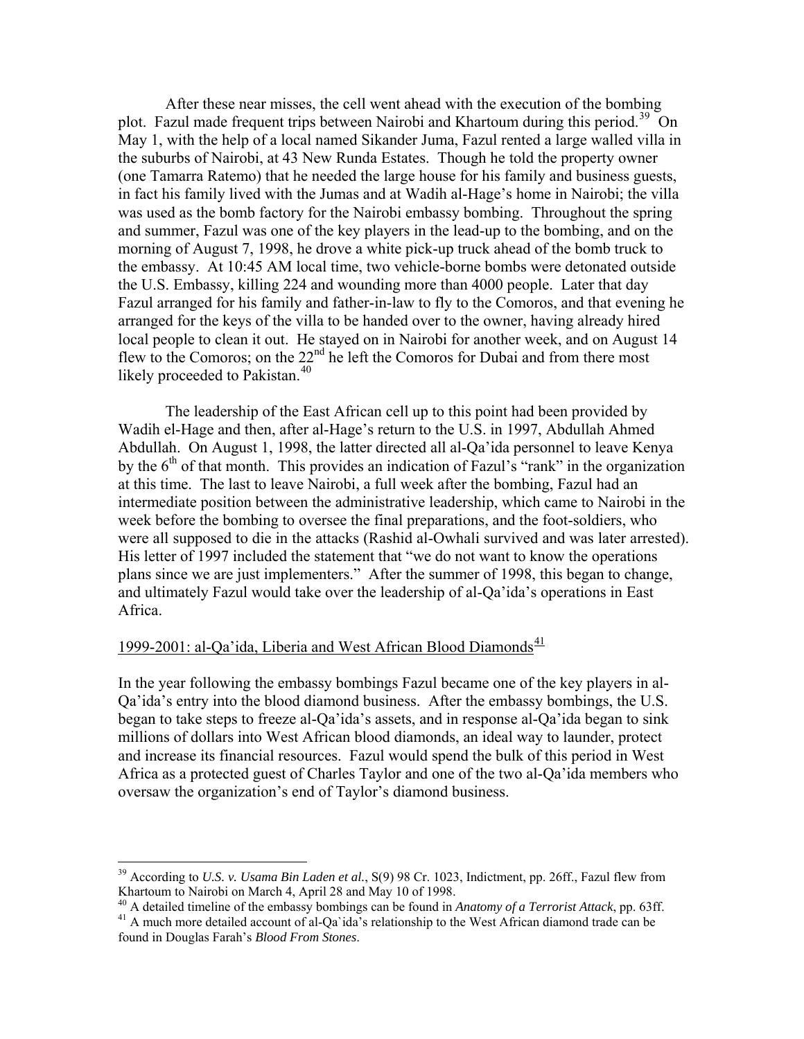After these near misses, the cell went ahead with the execution of the bombing plot. Fazul made frequent trips between Nairobi and Khartoum during this period.[39] On May 1, with the help of a local named Sikander Juma, Fazul rented a large walled villa in the suburbs of Nairobi, at 43 New Runda Estates. Though he told the property owner (one Tamarra Ratemo) that he needed the large house for his family and business guests, in fact his family lived with the Jumas and at Wadih al-Hage's home in Nairobi; the villa was used as the bomb factory for the Nairobi embassy bombing. Throughout the spring and summer, Fazul was one of the key players in the lead-up to the bombing, and on the morning of August 7, 1998, he drove a white pick-up truck ahead of the bomb truck to the embassy. At 10:45 AM local time, two vehicle-borne bombs were detonated outside the U.S. Embassy, killing 224 and wounding more than 4000 people. Later that day Fazul arranged for his family and father-in-law to fly to the Comoros, and that evening he arranged for the keys of the villa to be handed over to the owner, having already hired local people to clean it out. He stayed on in Nairobi for another week, and on August 14 flew to the Comoros; on the 22nd he left the Comoros for Dubai and from there most likely proceeded to Pakistan.[40]

The leadership of the East African cell up to this point had been provided by Wadih el-Hage and then, after al-Hage's return to the U.S. in 1997, Abdullah Ahmed Abdullah. On August 1, 1998, the latter directed all al-Qa'ida personnel to leave Kenya by the 6th of that month. This provides an indication of Fazul's "rank" in the organization at this time. The last to leave Nairobi, a full week after the bombing, Fazul had an intermediate position between the administrative leadership, which came to Nairobi in the week before the bombing to oversee the final preparations, and the foot-soldiers, who were all supposed to die in the attacks (Rashid al-Owhali survived and was later arrested). His letter of 1997 included the statement that "we do not want to know the operations plans since we are just implementers." After the summer of 1998, this began to change, and ultimately Fazul would take over the leadership of al-Qa'ida's operations in East Africa.

## 1999-2001: al-Qa'ida, Liberia and West African Blood Diamonds[41]

In the year following the embassy bombings Fazul became one of the key players in al-Qa'ida's entry into the blood diamond business. After the embassy bombings, the U.S. began to take steps to freeze al-Qa'ida's assets, and in response al-Qa'ida began to sink millions of dollars into West African blood diamonds, an ideal way to launder, protect and increase its financial resources. Fazul would spend the bulk of this period in West Africa as a protected guest of Charles Taylor and one of the two al-Qa'ida members who oversaw the organization's end of Taylor's diamond business.

---

[39] According to *U.S. v. Usama Bin Laden et al.*, S(9) 98 Cr. 1023, Indictment, pp. 26ff., Fazul flew from Khartoum to Nairobi on March 4, April 28 and May 10 of 1998.

[40] A detailed timeline of the embassy bombings can be found in *Anatomy of a Terrorist Attack*, pp. 63ff.

[41] A much more detailed account of al-Qa`ida's relationship to the West African diamond trade can be found in Douglas Farah's *Blood From Stones*.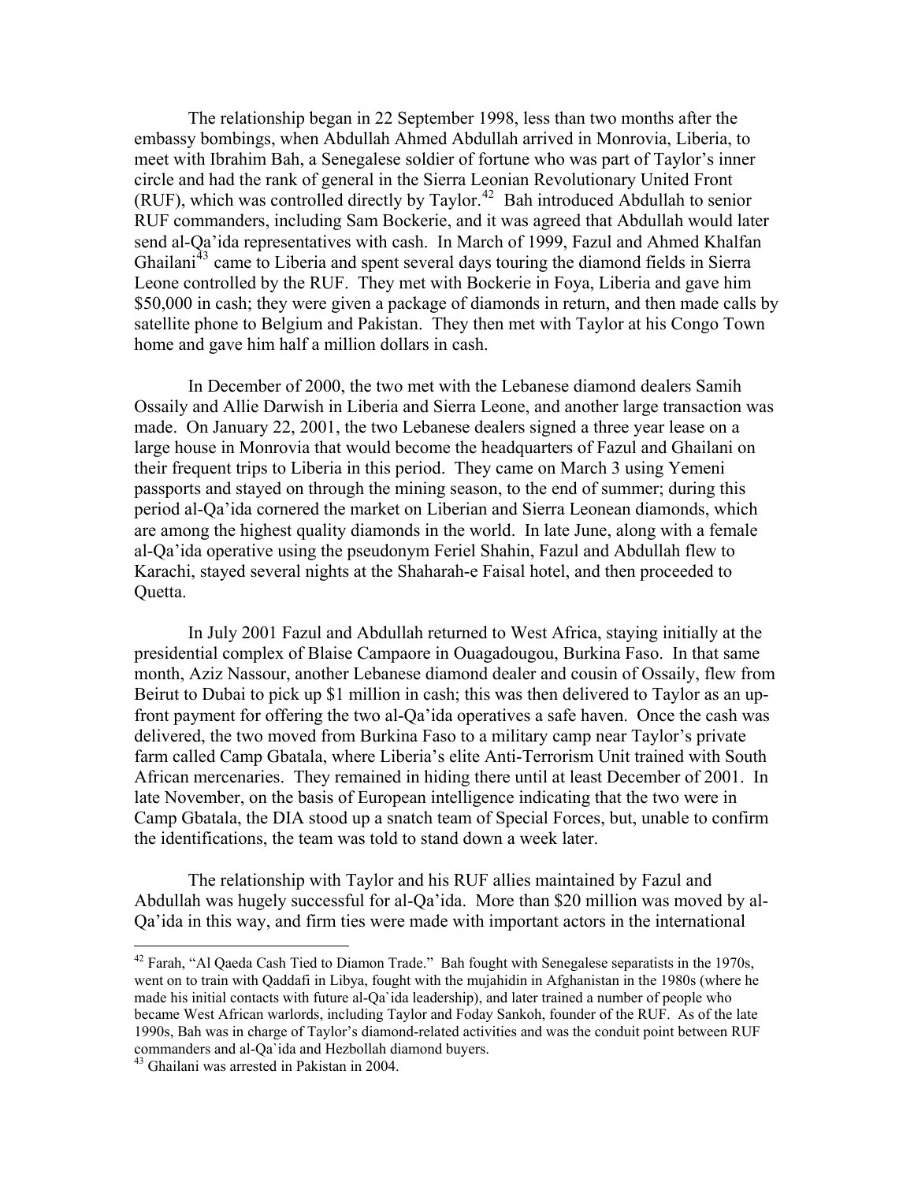The relationship began in 22 September 1998, less than two months after the embassy bombings, when Abdullah Ahmed Abdullah arrived in Monrovia, Liberia, to meet with Ibrahim Bah, a Senegalese soldier of fortune who was part of Taylor's inner circle and had the rank of general in the Sierra Leonian Revolutionary United Front (RUF), which was controlled directly by Taylor.[42] Bah introduced Abdullah to senior RUF commanders, including Sam Bockerie, and it was agreed that Abdullah would later send al-Qa'ida representatives with cash. In March of 1999, Fazul and Ahmed Khalfan Ghailani[43] came to Liberia and spent several days touring the diamond fields in Sierra Leone controlled by the RUF. They met with Bockerie in Foya, Liberia and gave him $50,000 in cash; they were given a package of diamonds in return, and then made calls by satellite phone to Belgium and Pakistan. They then met with Taylor at his Congo Town home and gave him half a million dollars in cash.

In December of 2000, the two met with the Lebanese diamond dealers Samih Ossaily and Allie Darwish in Liberia and Sierra Leone, and another large transaction was made. On January 22, 2001, the two Lebanese dealers signed a three year lease on a large house in Monrovia that would become the headquarters of Fazul and Ghailani on their frequent trips to Liberia in this period. They came on March 3 using Yemeni passports and stayed on through the mining season, to the end of summer; during this period al-Qa'ida cornered the market on Liberian and Sierra Leonean diamonds, which are among the highest quality diamonds in the world. In late June, along with a female al-Qa'ida operative using the pseudonym Feriel Shahin, Fazul and Abdullah flew to Karachi, stayed several nights at the Shaharah-e Faisal hotel, and then proceeded to Quetta.

In July 2001 Fazul and Abdullah returned to West Africa, staying initially at the presidential complex of Blaise Campaore in Ouagadougou, Burkina Faso. In that same month, Aziz Nassour, another Lebanese diamond dealer and cousin of Ossaily, flew from Beirut to Dubai to pick up $1 million in cash; this was then delivered to Taylor as an up-front payment for offering the two al-Qa'ida operatives a safe haven. Once the cash was delivered, the two moved from Burkina Faso to a military camp near Taylor's private farm called Camp Gbatala, where Liberia's elite Anti-Terrorism Unit trained with South African mercenaries. They remained in hiding there until at least December of 2001. In late November, on the basis of European intelligence indicating that the two were in Camp Gbatala, the DIA stood up a snatch team of Special Forces, but, unable to confirm the identifications, the team was told to stand down a week later.

The relationship with Taylor and his RUF allies maintained by Fazul and Abdullah was hugely successful for al-Qa'ida. More than $20 million was moved by al-Qa'ida in this way, and firm ties were made with important actors in the international

[42] Farah, "Al Qaeda Cash Tied to Diamon Trade." Bah fought with Senegalese separatists in the 1970s, went on to train with Qaddafi in Libya, fought with the mujahidin in Afghanistan in the 1980s (where he made his initial contacts with future al-Qa`ida leadership), and later trained a number of people who became West African warlords, including Taylor and Foday Sankoh, founder of the RUF. As of the late 1990s, Bah was in charge of Taylor's diamond-related activities and was the conduit point between RUF commanders and al-Qa`ida and Hezbollah diamond buyers.

[43] Ghailani was arrested in Pakistan in 2004.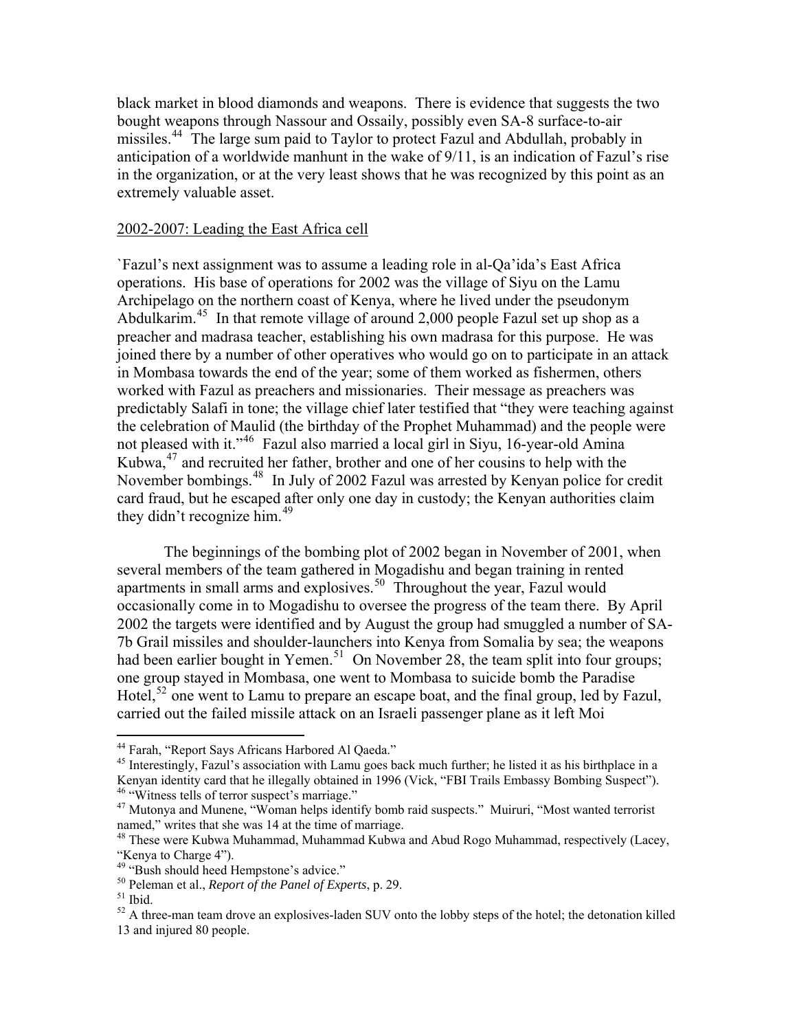black market in blood diamonds and weapons. There is evidence that suggests the two bought weapons through Nassour and Ossaily, possibly even SA-8 surface-to-air missiles.[44] The large sum paid to Taylor to protect Fazul and Abdullah, probably in anticipation of a worldwide manhunt in the wake of 9/11, is an indication of Fazul's rise in the organization, or at the very least shows that he was recognized by this point as an extremely valuable asset.

<u>2002-2007: Leading the East Africa cell</u>

`Fazul's next assignment was to assume a leading role in al-Qa'ida's East Africa operations. His base of operations for 2002 was the village of Siyu on the Lamu Archipelago on the northern coast of Kenya, where he lived under the pseudonym Abdulkarim.[45] In that remote village of around 2,000 people Fazul set up shop as a preacher and madrasa teacher, establishing his own madrasa for this purpose. He was joined there by a number of other operatives who would go on to participate in an attack in Mombasa towards the end of the year; some of them worked as fishermen, others worked with Fazul as preachers and missionaries. Their message as preachers was predictably Salafi in tone; the village chief later testified that "they were teaching against the celebration of Maulid (the birthday of the Prophet Muhammad) and the people were not pleased with it."[46] Fazul also married a local girl in Siyu, 16-year-old Amina Kubwa,[47] and recruited her father, brother and one of her cousins to help with the November bombings.[48] In July of 2002 Fazul was arrested by Kenyan police for credit card fraud, but he escaped after only one day in custody; the Kenyan authorities claim they didn't recognize him.[49]

The beginnings of the bombing plot of 2002 began in November of 2001, when several members of the team gathered in Mogadishu and began training in rented apartments in small arms and explosives.[50] Throughout the year, Fazul would occasionally come in to Mogadishu to oversee the progress of the team there. By April 2002 the targets were identified and by August the group had smuggled a number of SA-7b Grail missiles and shoulder-launchers into Kenya from Somalia by sea; the weapons had been earlier bought in Yemen.[51] On November 28, the team split into four groups; one group stayed in Mombasa, one went to Mombasa to suicide bomb the Paradise Hotel,[52] one went to Lamu to prepare an escape boat, and the final group, led by Fazul, carried out the failed missile attack on an Israeli passenger plane as it left Moi

---

[44] Farah, "Report Says Africans Harbored Al Qaeda."

[45] Interestingly, Fazul's association with Lamu goes back much further; he listed it as his birthplace in a Kenyan identity card that he illegally obtained in 1996 (Vick, "FBI Trails Embassy Bombing Suspect").

[46] "Witness tells of terror suspect's marriage."

[47] Mutonya and Munene, "Woman helps identify bomb raid suspects." Muiruri, "Most wanted terrorist named," writes that she was 14 at the time of marriage.

[48] These were Kubwa Muhammad, Muhammad Kubwa and Abud Rogo Muhammad, respectively (Lacey, "Kenya to Charge 4").

[49] "Bush should heed Hempstone's advice."

[50] Peleman et al., *Report of the Panel of Experts*, p. 29.

[51] Ibid.

[52] A three-man team drove an explosives-laden SUV onto the lobby steps of the hotel; the detonation killed 13 and injured 80 people.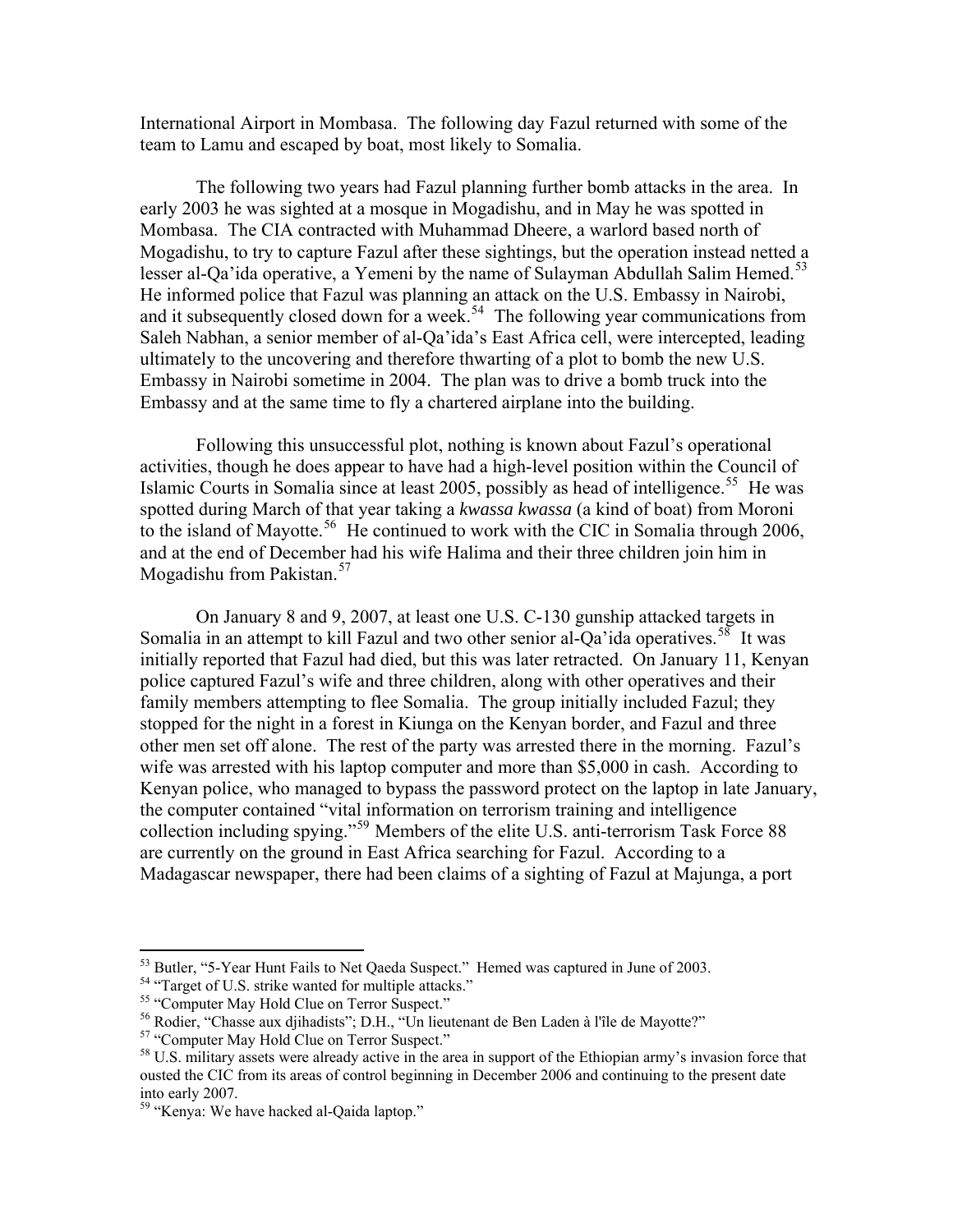International Airport in Mombasa. The following day Fazul returned with some of the team to Lamu and escaped by boat, most likely to Somalia.

The following two years had Fazul planning further bomb attacks in the area. In early 2003 he was sighted at a mosque in Mogadishu, and in May he was spotted in Mombasa. The CIA contracted with Muhammad Dheere, a warlord based north of Mogadishu, to try to capture Fazul after these sightings, but the operation instead netted a lesser al-Qa'ida operative, a Yemeni by the name of Sulayman Abdullah Salim Hemed.[53] He informed police that Fazul was planning an attack on the U.S. Embassy in Nairobi, and it subsequently closed down for a week.[54] The following year communications from Saleh Nabhan, a senior member of al-Qa'ida's East Africa cell, were intercepted, leading ultimately to the uncovering and therefore thwarting of a plot to bomb the new U.S. Embassy in Nairobi sometime in 2004. The plan was to drive a bomb truck into the Embassy and at the same time to fly a chartered airplane into the building.

Following this unsuccessful plot, nothing is known about Fazul's operational activities, though he does appear to have had a high-level position within the Council of Islamic Courts in Somalia since at least 2005, possibly as head of intelligence.[55] He was spotted during March of that year taking a *kwassa kwassa* (a kind of boat) from Moroni to the island of Mayotte.[56] He continued to work with the CIC in Somalia through 2006, and at the end of December had his wife Halima and their three children join him in Mogadishu from Pakistan.[57]

On January 8 and 9, 2007, at least one U.S. C-130 gunship attacked targets in Somalia in an attempt to kill Fazul and two other senior al-Qa'ida operatives.[58] It was initially reported that Fazul had died, but this was later retracted. On January 11, Kenyan police captured Fazul's wife and three children, along with other operatives and their family members attempting to flee Somalia. The group initially included Fazul; they stopped for the night in a forest in Kiunga on the Kenyan border, and Fazul and three other men set off alone. The rest of the party was arrested there in the morning. Fazul's wife was arrested with his laptop computer and more than $5,000 in cash. According to Kenyan police, who managed to bypass the password protect on the laptop in late January, the computer contained "vital information on terrorism training and intelligence collection including spying."[59] Members of the elite U.S. anti-terrorism Task Force 88 are currently on the ground in East Africa searching for Fazul. According to a Madagascar newspaper, there had been claims of a sighting of Fazul at Majunga, a port

---

[53] Butler, "5-Year Hunt Fails to Net Qaeda Suspect." Hemed was captured in June of 2003.

[54] "Target of U.S. strike wanted for multiple attacks."

[55] "Computer May Hold Clue on Terror Suspect."

[56] Rodier, "Chasse aux djihadists"; D.H., "Un lieutenant de Ben Laden à l'île de Mayotte?"

[57] "Computer May Hold Clue on Terror Suspect."

[58] U.S. military assets were already active in the area in support of the Ethiopian army's invasion force that ousted the CIC from its areas of control beginning in December 2006 and continuing to the present date into early 2007.

[59] "Kenya: We have hacked al-Qaida laptop."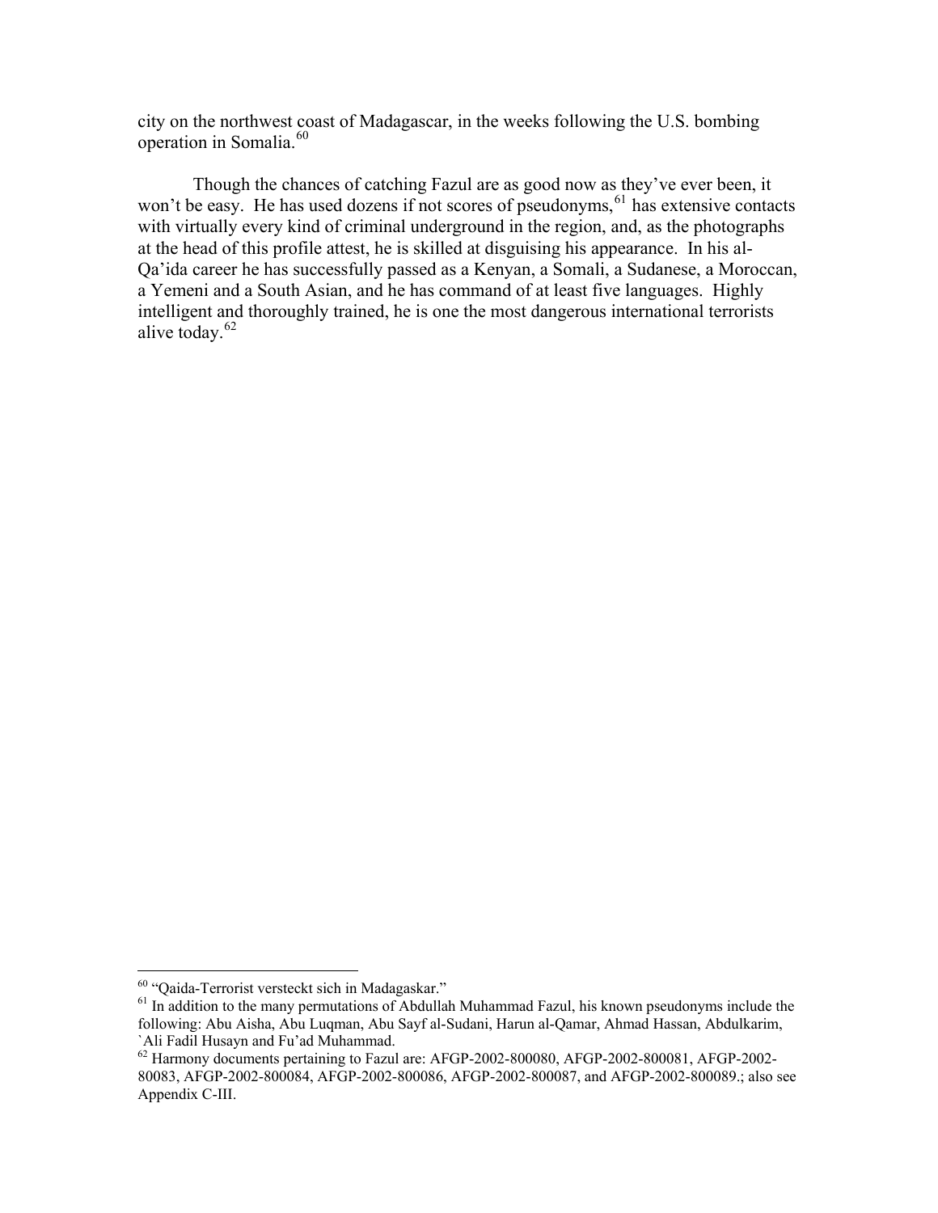city on the northwest coast of Madagascar, in the weeks following the U.S. bombing operation in Somalia.[60]

Though the chances of catching Fazul are as good now as they've ever been, it won't be easy. He has used dozens if not scores of pseudonyms,[61] has extensive contacts with virtually every kind of criminal underground in the region, and, as the photographs at the head of this profile attest, he is skilled at disguising his appearance. In his al-Qa'ida career he has successfully passed as a Kenyan, a Somali, a Sudanese, a Moroccan, a Yemeni and a South Asian, and he has command of at least five languages. Highly intelligent and thoroughly trained, he is one the most dangerous international terrorists alive today.[62]

---

[60] "Qaida-Terrorist versteckt sich in Madagaskar."

[61] In addition to the many permutations of Abdullah Muhammad Fazul, his known pseudonyms include the following: Abu Aisha, Abu Luqman, Abu Sayf al-Sudani, Harun al-Qamar, Ahmad Hassan, Abdulkarim, `Ali Fadil Husayn and Fu'ad Muhammad.

[62] Harmony documents pertaining to Fazul are: AFGP-2002-800080, AFGP-2002-800081, AFGP-2002-80083, AFGP-2002-800084, AFGP-2002-800086, AFGP-2002-800087, and AFGP-2002-800089.; also see Appendix C-III.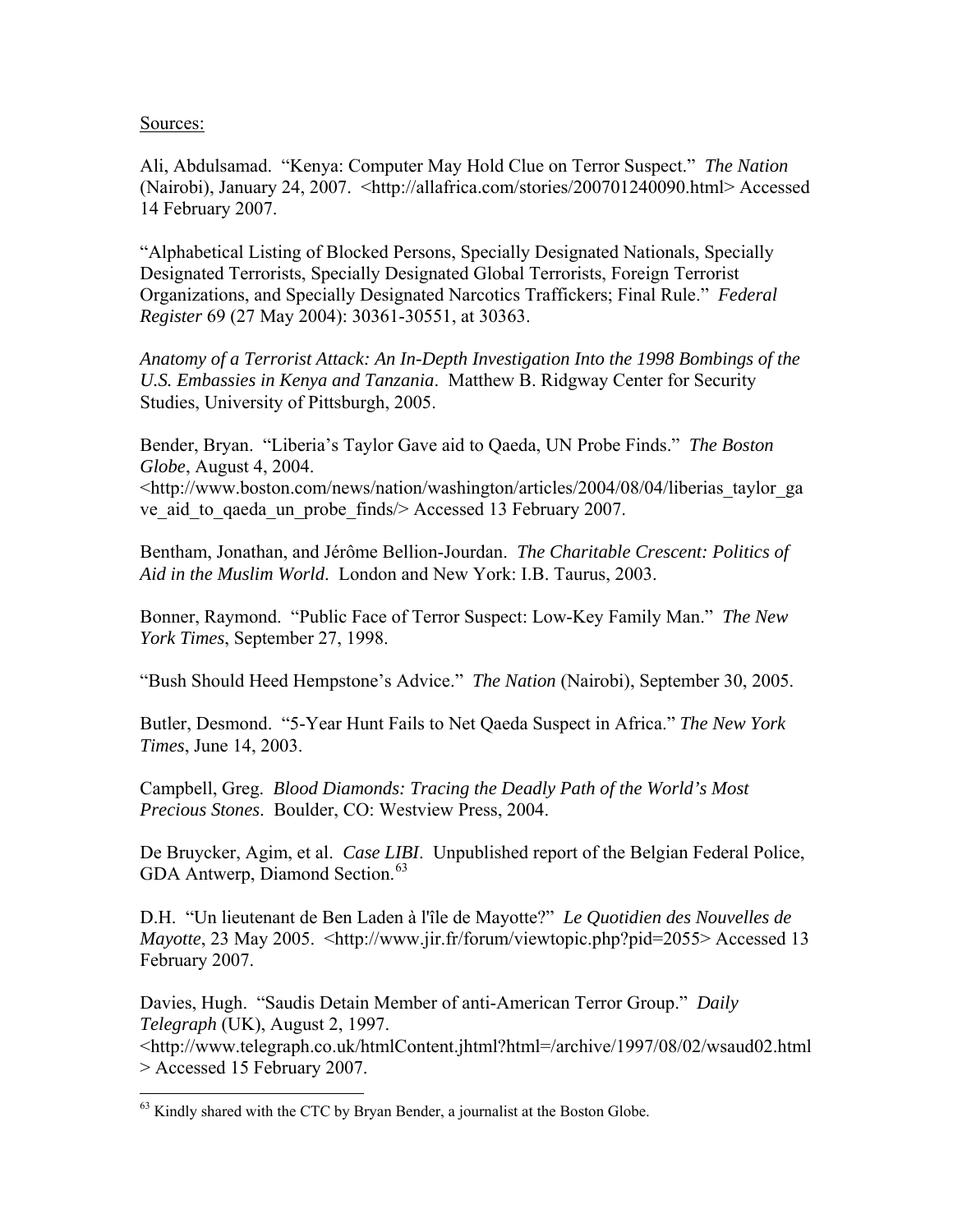Sources:

Ali, Abdulsamad. "Kenya: Computer May Hold Clue on Terror Suspect." *The Nation* (Nairobi), January 24, 2007. <http://allafrica.com/stories/200701240090.html> Accessed 14 February 2007.

"Alphabetical Listing of Blocked Persons, Specially Designated Nationals, Specially Designated Terrorists, Specially Designated Global Terrorists, Foreign Terrorist Organizations, and Specially Designated Narcotics Traffickers; Final Rule." *Federal Register* 69 (27 May 2004): 30361-30551, at 30363.

*Anatomy of a Terrorist Attack: An In-Depth Investigation Into the 1998 Bombings of the U.S. Embassies in Kenya and Tanzania*. Matthew B. Ridgway Center for Security Studies, University of Pittsburgh, 2005.

Bender, Bryan. "Liberia's Taylor Gave aid to Qaeda, UN Probe Finds." *The Boston Globe*, August 4, 2004. <http://www.boston.com/news/nation/washington/articles/2004/08/04/liberias_taylor_gave_aid_to_qaeda_un_probe_finds/> Accessed 13 February 2007.

Bentham, Jonathan, and Jérôme Bellion-Jourdan. *The Charitable Crescent: Politics of Aid in the Muslim World*. London and New York: I.B. Taurus, 2003.

Bonner, Raymond. "Public Face of Terror Suspect: Low-Key Family Man." *The New York Times*, September 27, 1998.

"Bush Should Heed Hempstone's Advice." *The Nation* (Nairobi), September 30, 2005.

Butler, Desmond. "5-Year Hunt Fails to Net Qaeda Suspect in Africa." *The New York Times*, June 14, 2003.

Campbell, Greg. *Blood Diamonds: Tracing the Deadly Path of the World's Most Precious Stones*. Boulder, CO: Westview Press, 2004.

De Bruycker, Agim, et al. *Case LIBI*. Unpublished report of the Belgian Federal Police, GDA Antwerp, Diamond Section.[63]

D.H. "Un lieutenant de Ben Laden à l'île de Mayotte?" *Le Quotidien des Nouvelles de Mayotte*, 23 May 2005. <http://www.jir.fr/forum/viewtopic.php?pid=2055> Accessed 13 February 2007.

Davies, Hugh. "Saudis Detain Member of anti-American Terror Group." *Daily Telegraph* (UK), August 2, 1997. <http://www.telegraph.co.uk/htmlContent.jhtml?html=/archive/1997/08/02/wsaud02.html> Accessed 15 February 2007.

---

[63] Kindly shared with the CTC by Bryan Bender, a journalist at the Boston Globe.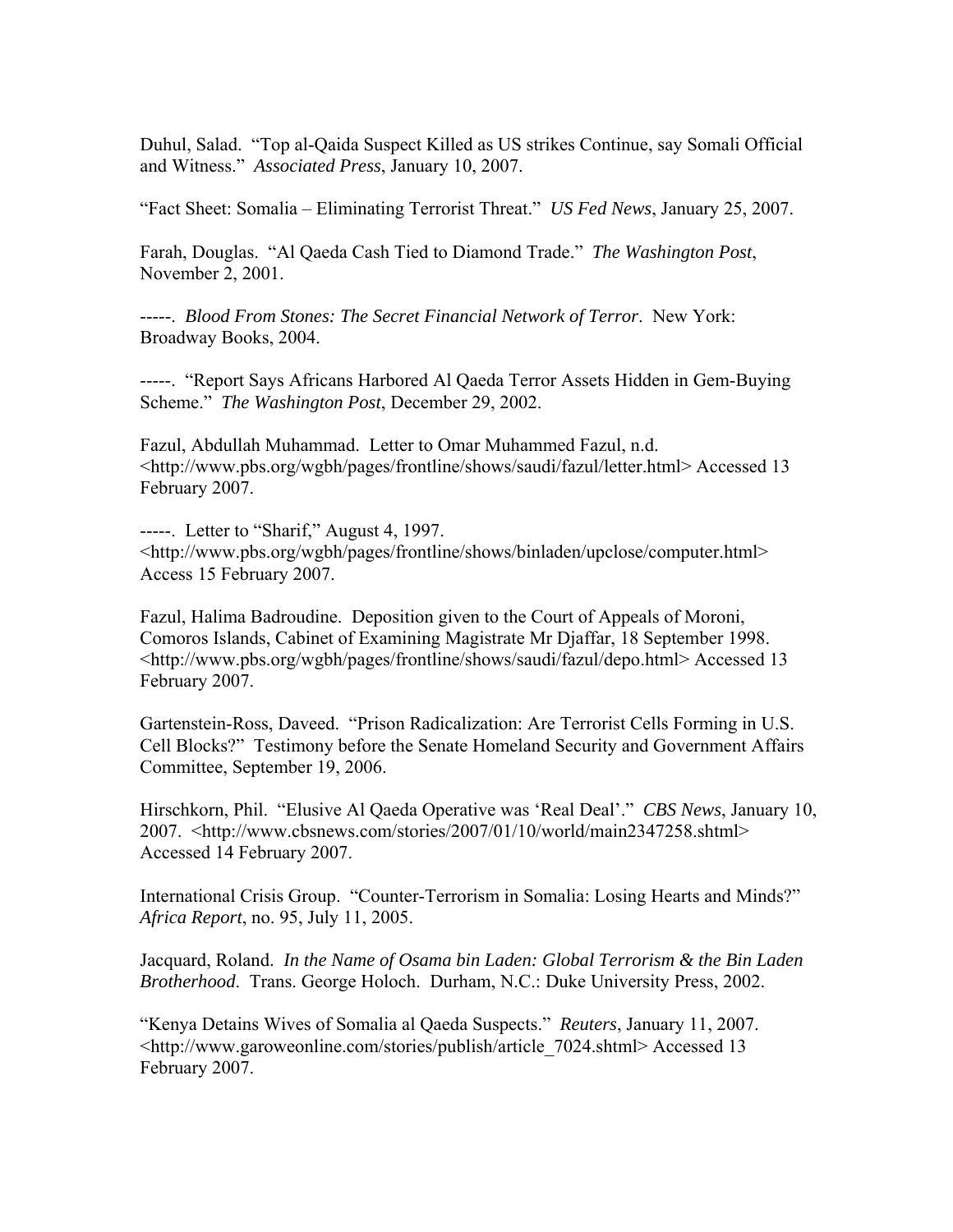Duhul, Salad. "Top al-Qaida Suspect Killed as US strikes Continue, say Somali Official and Witness." *Associated Press*, January 10, 2007.

"Fact Sheet: Somalia – Eliminating Terrorist Threat." *US Fed News*, January 25, 2007.

Farah, Douglas. "Al Qaeda Cash Tied to Diamond Trade." *The Washington Post*, November 2, 2001.

-----. *Blood From Stones: The Secret Financial Network of Terror*. New York: Broadway Books, 2004.

-----. "Report Says Africans Harbored Al Qaeda Terror Assets Hidden in Gem-Buying Scheme." *The Washington Post*, December 29, 2002.

Fazul, Abdullah Muhammad. Letter to Omar Muhammed Fazul, n.d. <http://www.pbs.org/wgbh/pages/frontline/shows/saudi/fazul/letter.html> Accessed 13 February 2007.

-----. Letter to "Sharif," August 4, 1997. <http://www.pbs.org/wgbh/pages/frontline/shows/binladen/upclose/computer.html> Access 15 February 2007.

Fazul, Halima Badroudine. Deposition given to the Court of Appeals of Moroni, Comoros Islands, Cabinet of Examining Magistrate Mr Djaffar, 18 September 1998. <http://www.pbs.org/wgbh/pages/frontline/shows/saudi/fazul/depo.html> Accessed 13 February 2007.

Gartenstein-Ross, Daveed. "Prison Radicalization: Are Terrorist Cells Forming in U.S. Cell Blocks?" Testimony before the Senate Homeland Security and Government Affairs Committee, September 19, 2006.

Hirschkorn, Phil. "Elusive Al Qaeda Operative was 'Real Deal'." *CBS News*, January 10, 2007. <http://www.cbsnews.com/stories/2007/01/10/world/main2347258.shtml> Accessed 14 February 2007.

International Crisis Group. "Counter-Terrorism in Somalia: Losing Hearts and Minds?" *Africa Report*, no. 95, July 11, 2005.

Jacquard, Roland. *In the Name of Osama bin Laden: Global Terrorism & the Bin Laden Brotherhood*. Trans. George Holoch. Durham, N.C.: Duke University Press, 2002.

"Kenya Detains Wives of Somalia al Qaeda Suspects." *Reuters*, January 11, 2007. <http://www.garoweonline.com/stories/publish/article_7024.shtml> Accessed 13 February 2007.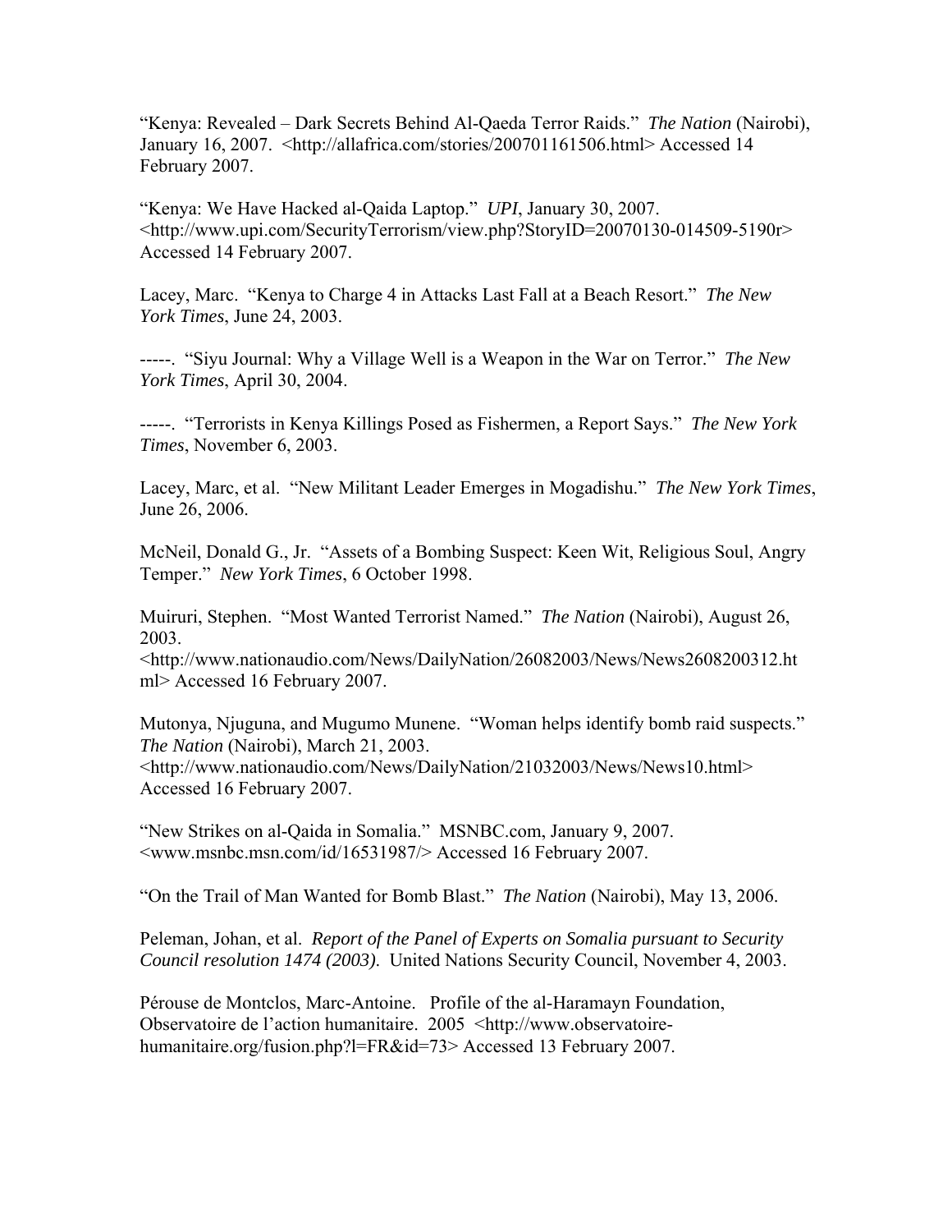"Kenya: Revealed – Dark Secrets Behind Al-Qaeda Terror Raids." *The Nation* (Nairobi), January 16, 2007. <http://allafrica.com/stories/200701161506.html> Accessed 14 February 2007.

"Kenya: We Have Hacked al-Qaida Laptop." *UPI*, January 30, 2007. <http://www.upi.com/SecurityTerrorism/view.php?StoryID=20070130-014509-5190r> Accessed 14 February 2007.

Lacey, Marc. "Kenya to Charge 4 in Attacks Last Fall at a Beach Resort." *The New York Times*, June 24, 2003.

-----. "Siyu Journal: Why a Village Well is a Weapon in the War on Terror." *The New York Times*, April 30, 2004.

-----. "Terrorists in Kenya Killings Posed as Fishermen, a Report Says." *The New York Times*, November 6, 2003.

Lacey, Marc, et al. "New Militant Leader Emerges in Mogadishu." *The New York Times*, June 26, 2006.

McNeil, Donald G., Jr. "Assets of a Bombing Suspect: Keen Wit, Religious Soul, Angry Temper." *New York Times*, 6 October 1998.

Muiruri, Stephen. "Most Wanted Terrorist Named." *The Nation* (Nairobi), August 26, 2003. <http://www.nationaudio.com/News/DailyNation/26082003/News/News2608200312.html> Accessed 16 February 2007.

Mutonya, Njuguna, and Mugumo Munene. "Woman helps identify bomb raid suspects." *The Nation* (Nairobi), March 21, 2003. <http://www.nationaudio.com/News/DailyNation/21032003/News/News10.html> Accessed 16 February 2007.

"New Strikes on al-Qaida in Somalia." MSNBC.com, January 9, 2007. <www.msnbc.msn.com/id/16531987/> Accessed 16 February 2007.

"On the Trail of Man Wanted for Bomb Blast." *The Nation* (Nairobi), May 13, 2006.

Peleman, Johan, et al. *Report of the Panel of Experts on Somalia pursuant to Security Council resolution 1474 (2003).* United Nations Security Council, November 4, 2003.

Pérouse de Montclos, Marc-Antoine. Profile of the al-Haramayn Foundation, Observatoire de l'action humanitaire. 2005 <http://www.observatoire-humanitaire.org/fusion.php?l=FR&id=73> Accessed 13 February 2007.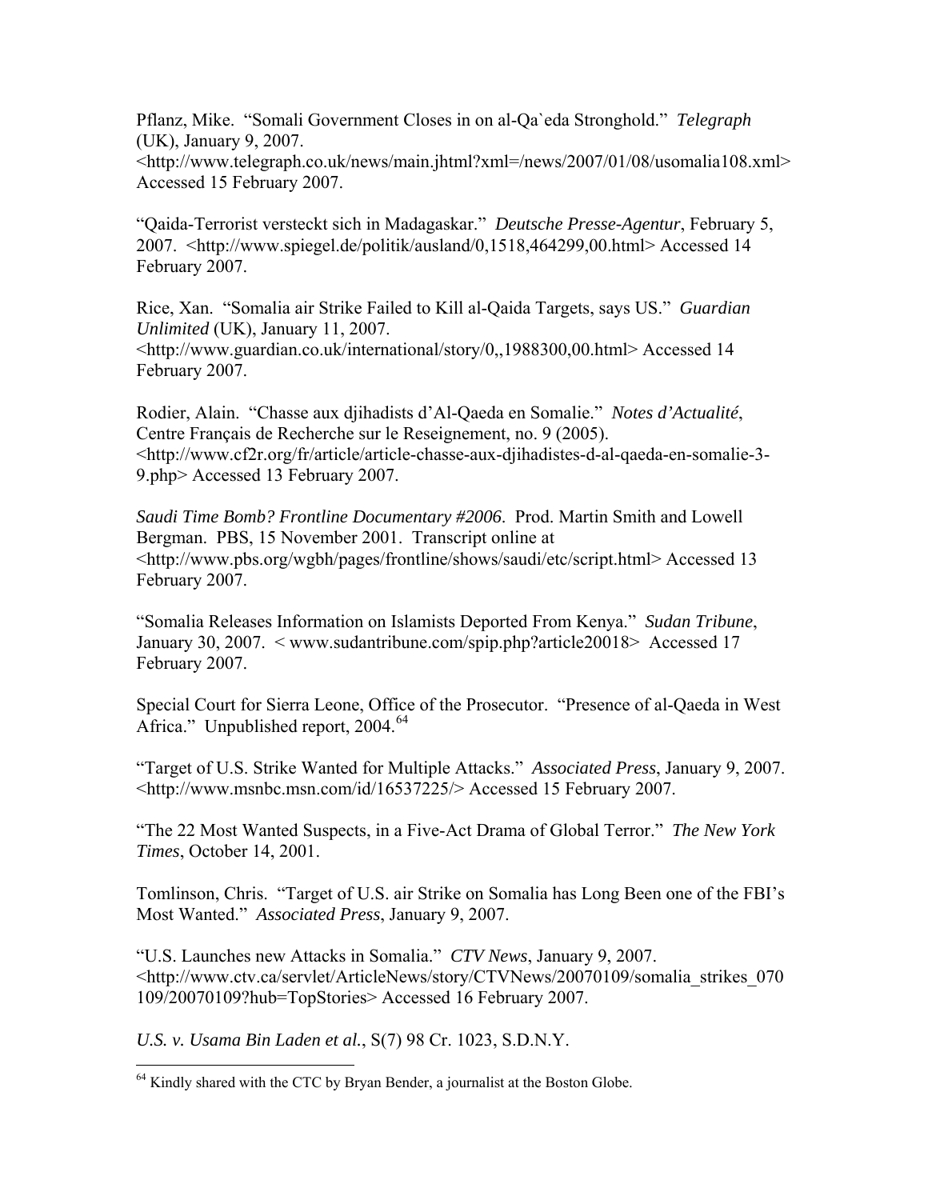Pflanz, Mike. "Somali Government Closes in on al-Qa`eda Stronghold." *Telegraph* (UK), January 9, 2007. <http://www.telegraph.co.uk/news/main.jhtml?xml=/news/2007/01/08/usomalia108.xml> Accessed 15 February 2007.

"Qaida-Terrorist versteckt sich in Madagaskar." *Deutsche Presse-Agentur*, February 5, 2007. <http://www.spiegel.de/politik/ausland/0,1518,464299,00.html> Accessed 14 February 2007.

Rice, Xan. "Somalia air Strike Failed to Kill al-Qaida Targets, says US." *Guardian Unlimited* (UK), January 11, 2007. <http://www.guardian.co.uk/international/story/0,,1988300,00.html> Accessed 14 February 2007.

Rodier, Alain. "Chasse aux djihadists d'Al-Qaeda en Somalie." *Notes d'Actualité*, Centre Français de Recherche sur le Reseignement, no. 9 (2005). <http://www.cf2r.org/fr/article/article-chasse-aux-djihadistes-d-al-qaeda-en-somalie-3-9.php> Accessed 13 February 2007.

*Saudi Time Bomb? Frontline Documentary #2006*. Prod. Martin Smith and Lowell Bergman. PBS, 15 November 2001. Transcript online at <http://www.pbs.org/wgbh/pages/frontline/shows/saudi/etc/script.html> Accessed 13 February 2007.

"Somalia Releases Information on Islamists Deported From Kenya." *Sudan Tribune*, January 30, 2007. < www.sudantribune.com/spip.php?article20018> Accessed 17 February 2007.

Special Court for Sierra Leone, Office of the Prosecutor. "Presence of al-Qaeda in West Africa." Unpublished report, 2004.[64]

"Target of U.S. Strike Wanted for Multiple Attacks." *Associated Press*, January 9, 2007. <http://www.msnbc.msn.com/id/16537225/> Accessed 15 February 2007.

"The 22 Most Wanted Suspects, in a Five-Act Drama of Global Terror." *The New York Times*, October 14, 2001.

Tomlinson, Chris. "Target of U.S. air Strike on Somalia has Long Been one of the FBI's Most Wanted." *Associated Press*, January 9, 2007.

"U.S. Launches new Attacks in Somalia." *CTV News*, January 9, 2007. <http://www.ctv.ca/servlet/ArticleNews/story/CTVNews/20070109/somalia_strikes_070109/20070109?hub=TopStories> Accessed 16 February 2007.

*U.S. v. Usama Bin Laden et al.*, S(7) 98 Cr. 1023, S.D.N.Y.

---

[64] Kindly shared with the CTC by Bryan Bender, a journalist at the Boston Globe.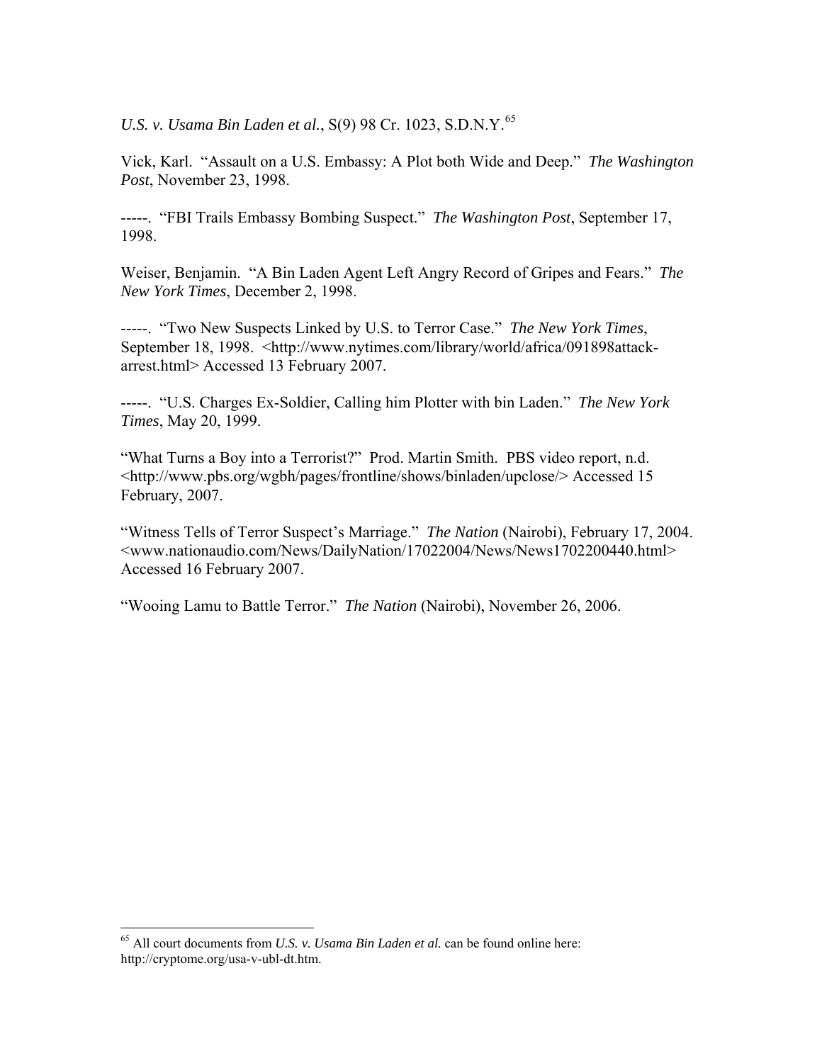*U.S. v. Usama Bin Laden et al.*, S(9) 98 Cr. 1023, S.D.N.Y.[65]

Vick, Karl. "Assault on a U.S. Embassy: A Plot both Wide and Deep." *The Washington Post*, November 23, 1998.

-----. "FBI Trails Embassy Bombing Suspect." *The Washington Post*, September 17, 1998.

Weiser, Benjamin. "A Bin Laden Agent Left Angry Record of Gripes and Fears." *The New York Times*, December 2, 1998.

-----. "Two New Suspects Linked by U.S. to Terror Case." *The New York Times*, September 18, 1998. <http://www.nytimes.com/library/world/africa/091898attack-arrest.html> Accessed 13 February 2007.

-----. "U.S. Charges Ex-Soldier, Calling him Plotter with bin Laden." *The New York Times*, May 20, 1999.

"What Turns a Boy into a Terrorist?" Prod. Martin Smith. PBS video report, n.d. <http://www.pbs.org/wgbh/pages/frontline/shows/binladen/upclose/> Accessed 15 February, 2007.

"Witness Tells of Terror Suspect's Marriage." *The Nation* (Nairobi), February 17, 2004. <www.nationaudio.com/News/DailyNation/17022004/News/News1702200440.html> Accessed 16 February 2007.

"Wooing Lamu to Battle Terror." *The Nation* (Nairobi), November 26, 2006.

---

[65] All court documents from *U.S. v. Usama Bin Laden et al.* can be found online here: http://cryptome.org/usa-v-ubl-dt.htm.